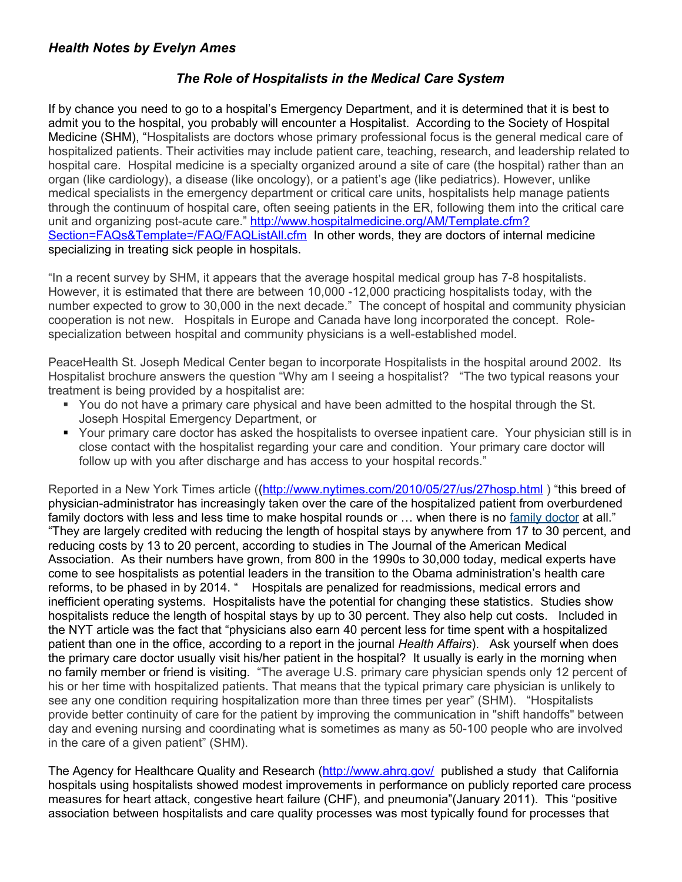***Health Notes by Evelyn Ames***

## *The Role of Hospitalists in the Medical Care System*

If by chance you need to go to a hospital's Emergency Department, and it is determined that it is best to admit you to the hospital, you probably will encounter a Hospitalist. According to the Society of Hospital Medicine (SHM), "Hospitalists are doctors whose primary professional focus is the general medical care of hospitalized patients. Their activities may include patient care, teaching, research, and leadership related to hospital care. Hospital medicine is a specialty organized around a site of care (the hospital) rather than an organ (like cardiology), a disease (like oncology), or a patient's age (like pediatrics). However, unlike medical specialists in the emergency department or critical care units, hospitalists help manage patients through the continuum of hospital care, often seeing patients in the ER, following them into the critical care unit and organizing post-acute care." [http://www.hospitalmedicine.org/AM/Template.cfm?Section=FAQs&Template=/FAQ/FAQListAll.cfm](http://www.hospitalmedicine.org/AM/Template.cfm?Section=FAQs&Template=/FAQ/FAQListAll.cfm) In other words, they are doctors of internal medicine specializing in treating sick people in hospitals.

"In a recent survey by SHM, it appears that the average hospital medical group has 7-8 hospitalists. However, it is estimated that there are between 10,000 -12,000 practicing hospitalists today, with the number expected to grow to 30,000 in the next decade." The concept of hospital and community physician cooperation is not new. Hospitals in Europe and Canada have long incorporated the concept. Role-specialization between hospital and community physicians is a well-established model.

PeaceHealth St. Joseph Medical Center began to incorporate Hospitalists in the hospital around 2002. Its Hospitalist brochure answers the question "Why am I seeing a hospitalist? "The two typical reasons your treatment is being provided by a hospitalist are:

- You do not have a primary care physical and have been admitted to the hospital through the St. Joseph Hospital Emergency Department, or
- Your primary care doctor has asked the hospitalists to oversee inpatient care. Your physician still is in close contact with the hospitalist regarding your care and condition. Your primary care doctor will follow up with you after discharge and has access to your hospital records."

Reported in a New York Times article (([http://www.nytimes.com/2010/05/27/us/27hosp.html](http://www.nytimes.com/2010/05/27/us/27hosp.html) ) "this breed of physician-administrator has increasingly taken over the care of the hospitalized patient from overburdened family doctors with less and less time to make hospital rounds or … when there is no family doctor at all." "They are largely credited with reducing the length of hospital stays by anywhere from 17 to 30 percent, and reducing costs by 13 to 20 percent, according to studies in The Journal of the American Medical Association. As their numbers have grown, from 800 in the 1990s to 30,000 today, medical experts have come to see hospitalists as potential leaders in the transition to the Obama administration's health care reforms, to be phased in by 2014. " Hospitals are penalized for readmissions, medical errors and inefficient operating systems. Hospitalists have the potential for changing these statistics. Studies show hospitalists reduce the length of hospital stays by up to 30 percent. They also help cut costs. Included in the NYT article was the fact that "physicians also earn 40 percent less for time spent with a hospitalized patient than one in the office, according to a report in the journal *Health Affairs*). Ask yourself when does the primary care doctor usually visit his/her patient in the hospital? It usually is early in the morning when no family member or friend is visiting. "The average U.S. primary care physician spends only 12 percent of his or her time with hospitalized patients. That means that the typical primary care physician is unlikely to see any one condition requiring hospitalization more than three times per year" (SHM). "Hospitalists provide better continuity of care for the patient by improving the communication in "shift handoffs" between day and evening nursing and coordinating what is sometimes as many as 50-100 people who are involved in the care of a given patient" (SHM).

The Agency for Healthcare Quality and Research ([http://www.ahrq.gov/](http://www.ahrq.gov/) published a study that California hospitals using hospitalists showed modest improvements in performance on publicly reported care process measures for heart attack, congestive heart failure (CHF), and pneumonia"(January 2011). This "positive association between hospitalists and care quality processes was most typically found for processes that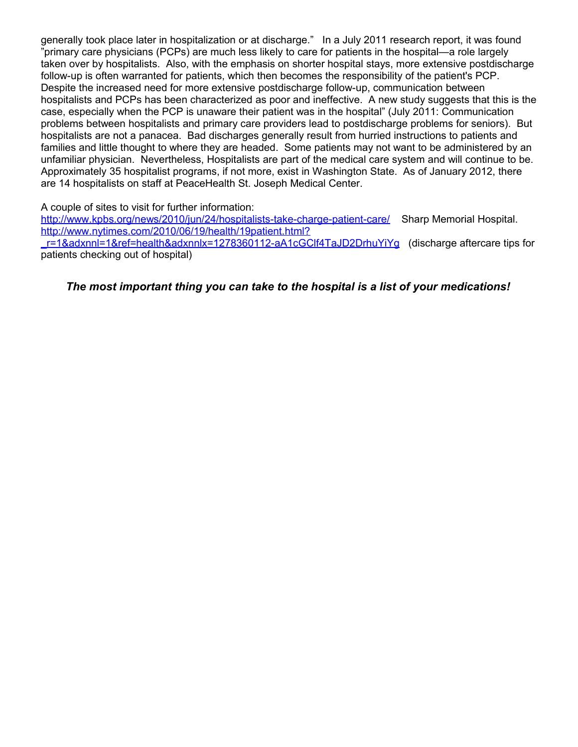generally took place later in hospitalization or at discharge." In a July 2011 research report, it was found "primary care physicians (PCPs) are much less likely to care for patients in the hospital—a role largely taken over by hospitalists. Also, with the emphasis on shorter hospital stays, more extensive postdischarge follow-up is often warranted for patients, which then becomes the responsibility of the patient's PCP. Despite the increased need for more extensive postdischarge follow-up, communication between hospitalists and PCPs has been characterized as poor and ineffective. A new study suggests that this is the case, especially when the PCP is unaware their patient was in the hospital" (July 2011: Communication problems between hospitalists and primary care providers lead to postdischarge problems for seniors). But hospitalists are not a panacea. Bad discharges generally result from hurried instructions to patients and families and little thought to where they are headed. Some patients may not want to be administered by an unfamiliar physician. Nevertheless, Hospitalists are part of the medical care system and will continue to be. Approximately 35 hospitalist programs, if not more, exist in Washington State. As of January 2012, there are 14 hospitalists on staff at PeaceHealth St. Joseph Medical Center.

A couple of sites to visit for further information:
[http://www.kpbs.org/news/2010/jun/24/hospitalists-take-charge-patient-care/](http://www.kpbs.org/news/2010/jun/24/hospitalists-take-charge-patient-care/) Sharp Memorial Hospital.
[http://www.nytimes.com/2010/06/19/health/19patient.html?_r=1&adxnnl=1&ref=health&adxnnlx=1278360112-aA1cGClf4TaJD2DrhuYiYg](http://www.nytimes.com/2010/06/19/health/19patient.html?_r=1&adxnnl=1&ref=health&adxnnlx=1278360112-aA1cGClf4TaJD2DrhuYiYg) (discharge aftercare tips for patients checking out of hospital)

***The most important thing you can take to the hospital is a list of your medications!***